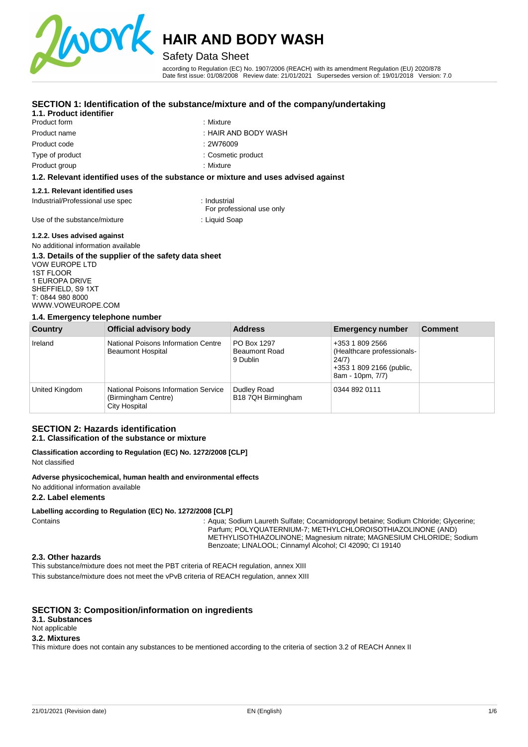# HAIR AND BODY WASH

## Safety Data Sheet

according to Regulation (EC) No. 1907/2006 (REACH) with its amendment Regulation (EU) 2020/878
Date first issue: 01/08/2008 Review date: 21/01/2021 Supersedes version of: 19/01/2018 Version: 7.0

## SECTION 1: Identification of the substance/mixture and of the company/undertaking

### 1.1. Product identifier

Product form : Mixture
Product name : HAIR AND BODY WASH
Product code : 2W76009
Type of product : Cosmetic product
Product group : Mixture

### 1.2. Relevant identified uses of the substance or mixture and uses advised against

#### 1.2.1. Relevant identified uses

Industrial/Professional use spec : Industrial
For professional use only
Use of the substance/mixture : Liquid Soap

#### 1.2.2. Uses advised against

No additional information available

### 1.3. Details of the supplier of the safety data sheet

VOW EUROPE LTD
1ST FLOOR
1 EUROPA DRIVE
SHEFFIELD, S9 1XT
T: 0844 980 8000
WWW.VOWEUROPE.COM

### 1.4. Emergency telephone number

| Country | Official advisory body | Address | Emergency number | Comment |
|---|---|---|---|---|
| Ireland | National Poisons Information Centre Beaumont Hospital | PO Box 1297 Beaumont Road 9 Dublin | +353 1 809 2566 (Healthcare professionals-24/7) +353 1 809 2166 (public, 8am - 10pm, 7/7) | |
| United Kingdom | National Poisons Information Service (Birmingham Centre) City Hospital | Dudley Road B18 7QH Birmingham | 0344 892 0111 | |

## SECTION 2: Hazards identification

### 2.1. Classification of the substance or mixture

**Classification according to Regulation (EC) No. 1272/2008 [CLP]**

Not classified

**Adverse physicochemical, human health and environmental effects**

No additional information available

### 2.2. Label elements

**Labelling according to Regulation (EC) No. 1272/2008 [CLP]**

Contains : Aqua; Sodium Laureth Sulfate; Cocamidopropyl betaine; Sodium Chloride; Glycerine; Parfum; POLYQUATERNIUM-7; METHYLCHLOROISOTHIAZOLINONE (AND) METHYLISOTHIAZOLINONE; Magnesium nitrate; MAGNESIUM CHLORIDE; Sodium Benzoate; LINALOOL; Cinnamyl Alcohol; CI 42090; CI 19140

### 2.3. Other hazards

This substance/mixture does not meet the PBT criteria of REACH regulation, annex XIII

This substance/mixture does not meet the vPvB criteria of REACH regulation, annex XIII

## SECTION 3: Composition/information on ingredients

### 3.1. Substances

Not applicable

### 3.2. Mixtures

This mixture does not contain any substances to be mentioned according to the criteria of section 3.2 of REACH Annex II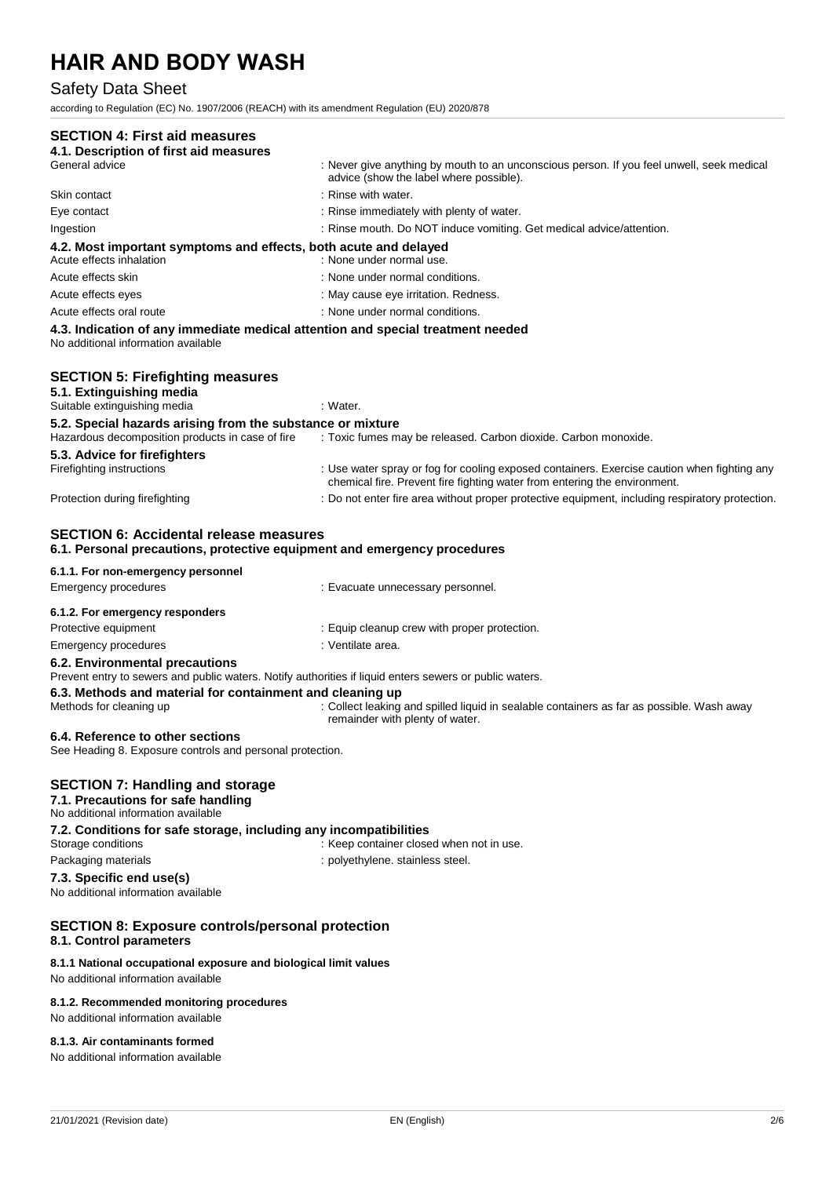## SECTION 4: First aid measures

### 4.1. Description of first aid measures

| | |
|---|---|
| General advice | : Never give anything by mouth to an unconscious person. If you feel unwell, seek medical advice (show the label where possible). |
| Skin contact | : Rinse with water. |
| Eye contact | : Rinse immediately with plenty of water. |
| Ingestion | : Rinse mouth. Do NOT induce vomiting. Get medical advice/attention. |

### 4.2. Most important symptoms and effects, both acute and delayed

| | |
|---|---|
| Acute effects inhalation | : None under normal use. |
| Acute effects skin | : None under normal conditions. |
| Acute effects eyes | : May cause eye irritation. Redness. |
| Acute effects oral route | : None under normal conditions. |

### 4.3. Indication of any immediate medical attention and special treatment needed

No additional information available

## SECTION 5: Firefighting measures

### 5.1. Extinguishing media

| | |
|---|---|
| Suitable extinguishing media | : Water. |

### 5.2. Special hazards arising from the substance or mixture

| | |
|---|---|
| Hazardous decomposition products in case of fire | : Toxic fumes may be released. Carbon dioxide. Carbon monoxide. |

### 5.3. Advice for firefighters

| | |
|---|---|
| Firefighting instructions | : Use water spray or fog for cooling exposed containers. Exercise caution when fighting any chemical fire. Prevent fire fighting water from entering the environment. |
| Protection during firefighting | : Do not enter fire area without proper protective equipment, including respiratory protection. |

## SECTION 6: Accidental release measures

### 6.1. Personal precautions, protective equipment and emergency procedures

#### 6.1.1. For non-emergency personnel

| | |
|---|---|
| Emergency procedures | : Evacuate unnecessary personnel. |

#### 6.1.2. For emergency responders

| | |
|---|---|
| Protective equipment | : Equip cleanup crew with proper protection. |
| Emergency procedures | : Ventilate area. |

### 6.2. Environmental precautions

Prevent entry to sewers and public waters. Notify authorities if liquid enters sewers or public waters.

### 6.3. Methods and material for containment and cleaning up

| | |
|---|---|
| Methods for cleaning up | : Collect leaking and spilled liquid in sealable containers as far as possible. Wash away remainder with plenty of water. |

### 6.4. Reference to other sections

See Heading 8. Exposure controls and personal protection.

## SECTION 7: Handling and storage

### 7.1. Precautions for safe handling

No additional information available

### 7.2. Conditions for safe storage, including any incompatibilities

| | |
|---|---|
| Storage conditions | : Keep container closed when not in use. |
| Packaging materials | : polyethylene. stainless steel. |

### 7.3. Specific end use(s)

No additional information available

## SECTION 8: Exposure controls/personal protection

### 8.1. Control parameters

#### 8.1.1 National occupational exposure and biological limit values

No additional information available

#### 8.1.2. Recommended monitoring procedures

No additional information available

#### 8.1.3. Air contaminants formed

No additional information available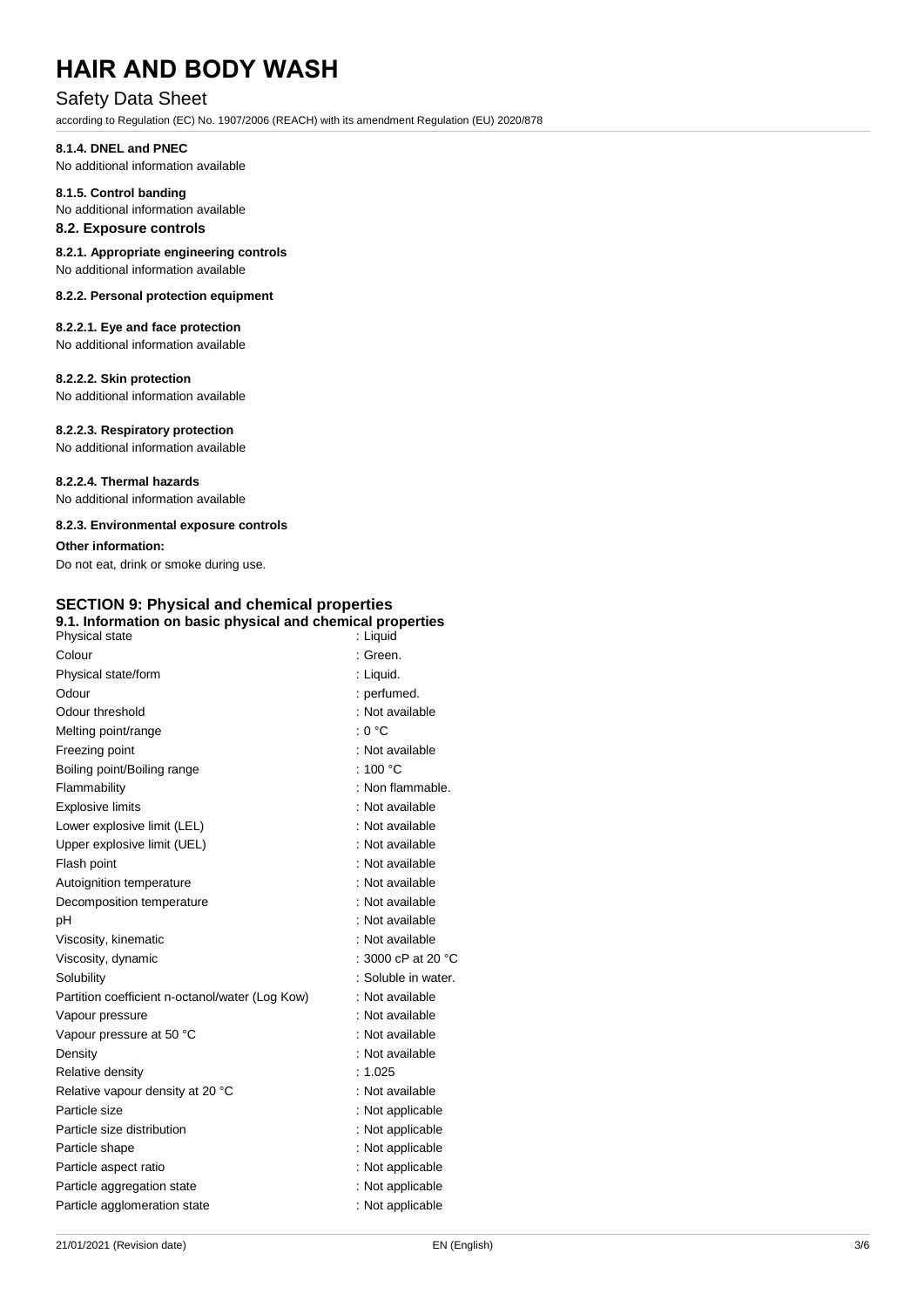#### 8.1.4. DNEL and PNEC

No additional information available

#### 8.1.5. Control banding

No additional information available

### 8.2. Exposure controls

#### 8.2.1. Appropriate engineering controls

No additional information available

#### 8.2.2. Personal protection equipment

##### 8.2.2.1. Eye and face protection

No additional information available

##### 8.2.2.2. Skin protection

No additional information available

##### 8.2.2.3. Respiratory protection

No additional information available

##### 8.2.2.4. Thermal hazards

No additional information available

#### 8.2.3. Environmental exposure controls

**Other information:**

Do not eat, drink or smoke during use.

## SECTION 9: Physical and chemical properties

### 9.1. Information on basic physical and chemical properties

| Property | Value |
|---|---|
| Physical state | : Liquid |
| Colour | : Green. |
| Physical state/form | : Liquid. |
| Odour | : perfumed. |
| Odour threshold | : Not available |
| Melting point/range | : 0 °C |
| Freezing point | : Not available |
| Boiling point/Boiling range | : 100 °C |
| Flammability | : Non flammable. |
| Explosive limits | : Not available |
| Lower explosive limit (LEL) | : Not available |
| Upper explosive limit (UEL) | : Not available |
| Flash point | : Not available |
| Autoignition temperature | : Not available |
| Decomposition temperature | : Not available |
| pH | : Not available |
| Viscosity, kinematic | : Not available |
| Viscosity, dynamic | : 3000 cP at 20 °C |
| Solubility | : Soluble in water. |
| Partition coefficient n-octanol/water (Log Kow) | : Not available |
| Vapour pressure | : Not available |
| Vapour pressure at 50 °C | : Not available |
| Density | : Not available |
| Relative density | : 1.025 |
| Relative vapour density at 20 °C | : Not available |
| Particle size | : Not applicable |
| Particle size distribution | : Not applicable |
| Particle shape | : Not applicable |
| Particle aspect ratio | : Not applicable |
| Particle aggregation state | : Not applicable |
| Particle agglomeration state | : Not applicable |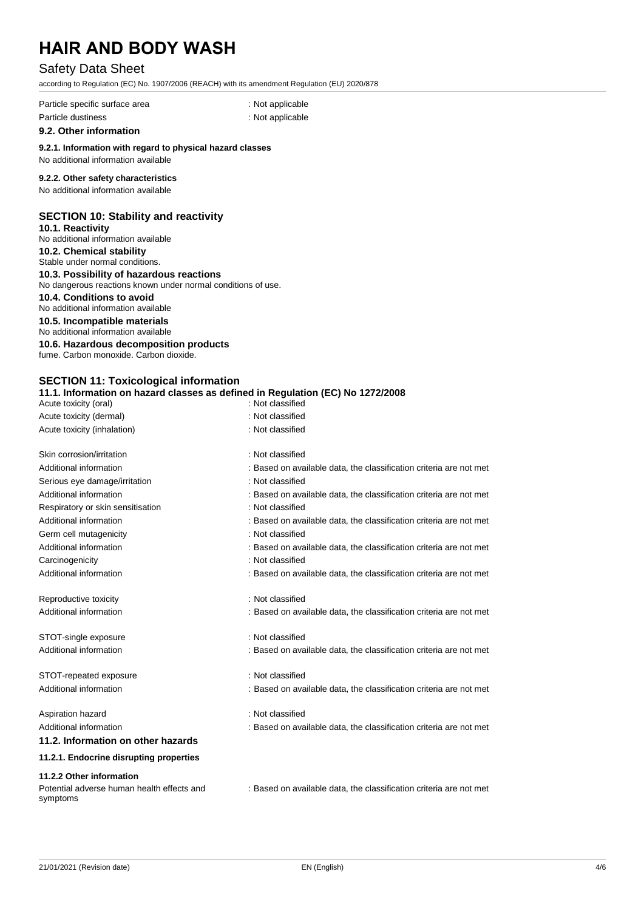Particle specific surface area : Not applicable

Particle dustiness : Not applicable

### 9.2. Other information

**9.2.1. Information with regard to physical hazard classes**

No additional information available

**9.2.2. Other safety characteristics**

No additional information available

## SECTION 10: Stability and reactivity

**10.1. Reactivity**

No additional information available

**10.2. Chemical stability**

Stable under normal conditions.

**10.3. Possibility of hazardous reactions**

No dangerous reactions known under normal conditions of use.

**10.4. Conditions to avoid**

No additional information available

**10.5. Incompatible materials**

No additional information available

**10.6. Hazardous decomposition products**

fume. Carbon monoxide. Carbon dioxide.

## SECTION 11: Toxicological information

**11.1. Information on hazard classes as defined in Regulation (EC) No 1272/2008**

| | |
|---|---|
| Acute toxicity (oral) | : Not classified |
| Acute toxicity (dermal) | : Not classified |
| Acute toxicity (inhalation) | : Not classified |
| | |
| Skin corrosion/irritation | : Not classified |
| Additional information | : Based on available data, the classification criteria are not met |
| Serious eye damage/irritation | : Not classified |
| Additional information | : Based on available data, the classification criteria are not met |
| Respiratory or skin sensitisation | : Not classified |
| Additional information | : Based on available data, the classification criteria are not met |
| Germ cell mutagenicity | : Not classified |
| Additional information | : Based on available data, the classification criteria are not met |
| Carcinogenicity | : Not classified |
| Additional information | : Based on available data, the classification criteria are not met |
| | |
| Reproductive toxicity | : Not classified |
| Additional information | : Based on available data, the classification criteria are not met |
| | |
| STOT-single exposure | : Not classified |
| Additional information | : Based on available data, the classification criteria are not met |
| | |
| STOT-repeated exposure | : Not classified |
| Additional information | : Based on available data, the classification criteria are not met |
| | |
| Aspiration hazard | : Not classified |
| Additional information | : Based on available data, the classification criteria are not met |

### 11.2. Information on other hazards

**11.2.1. Endocrine disrupting properties**

**11.2.2 Other information**

Potential adverse human health effects and symptoms : Based on available data, the classification criteria are not met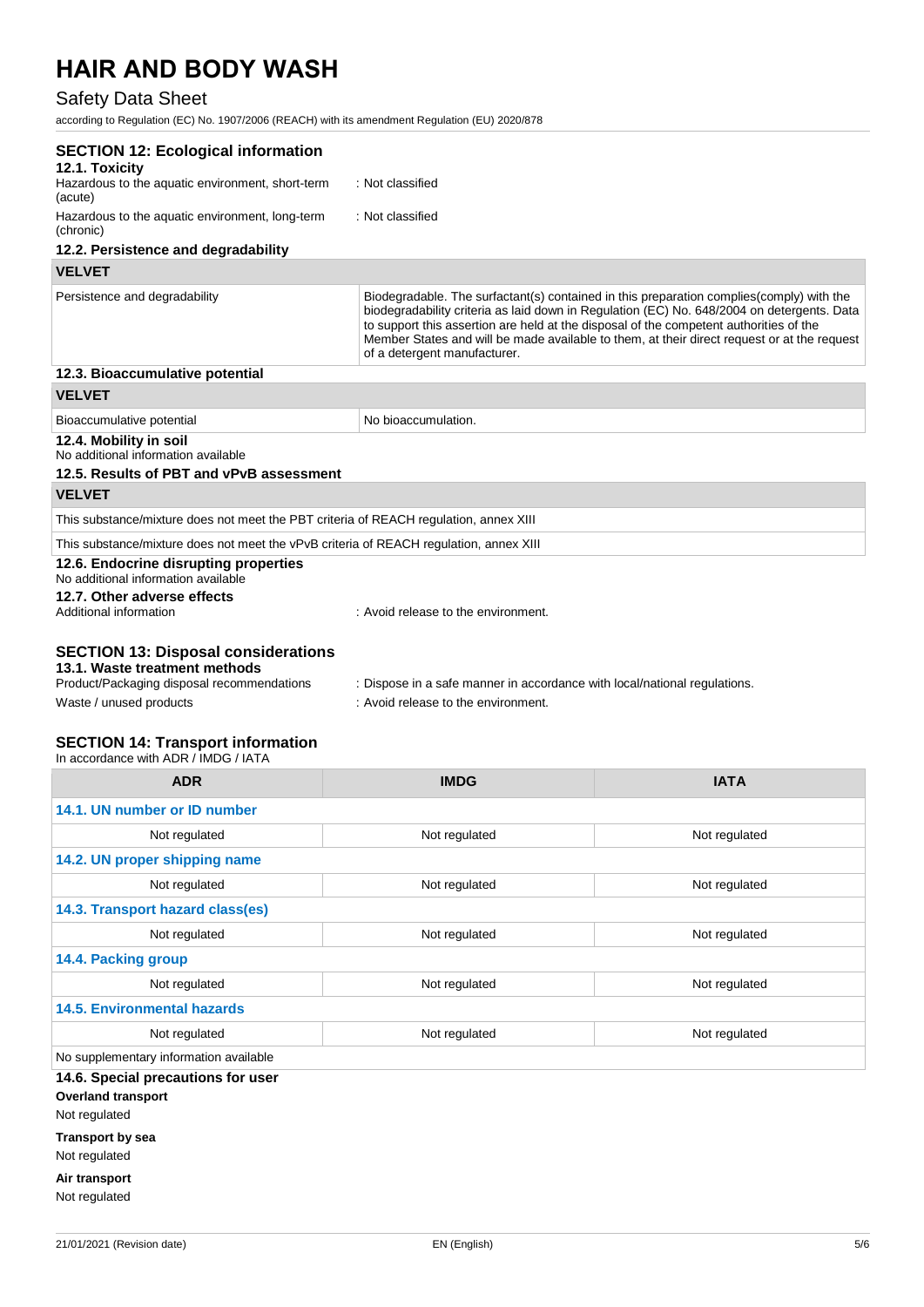## SECTION 12: Ecological information

### 12.1. Toxicity

Hazardous to the aquatic environment, short-term (acute) : Not classified

Hazardous to the aquatic environment, long-term (chronic) : Not classified

### 12.2. Persistence and degradability

| VELVET | |
|---|---|
| Persistence and degradability | Biodegradable. The surfactant(s) contained in this preparation complies(comply) with the biodegradability criteria as laid down in Regulation (EC) No. 648/2004 on detergents. Data to support this assertion are held at the disposal of the competent authorities of the Member States and will be made available to them, at their direct request or at the request of a detergent manufacturer. |

### 12.3. Bioaccumulative potential

| VELVET | |
|---|---|
| Bioaccumulative potential | No bioaccumulation. |

### 12.4. Mobility in soil

No additional information available

### 12.5. Results of PBT and vPvB assessment

| VELVET |
|---|
| This substance/mixture does not meet the PBT criteria of REACH regulation, annex XIII |
| This substance/mixture does not meet the vPvB criteria of REACH regulation, annex XIII |

### 12.6. Endocrine disrupting properties

No additional information available

### 12.7. Other adverse effects

Additional information : Avoid release to the environment.

## SECTION 13: Disposal considerations

### 13.1. Waste treatment methods

Product/Packaging disposal recommendations : Dispose in a safe manner in accordance with local/national regulations.

Waste / unused products : Avoid release to the environment.

## SECTION 14: Transport information

In accordance with ADR / IMDG / IATA

| ADR | IMDG | IATA |
|---|---|---|
| **14.1. UN number or ID number** | | |
| Not regulated | Not regulated | Not regulated |
| **14.2. UN proper shipping name** | | |
| Not regulated | Not regulated | Not regulated |
| **14.3. Transport hazard class(es)** | | |
| Not regulated | Not regulated | Not regulated |
| **14.4. Packing group** | | |
| Not regulated | Not regulated | Not regulated |
| **14.5. Environmental hazards** | | |
| Not regulated | Not regulated | Not regulated |
| No supplementary information available | | |

### 14.6. Special precautions for user

**Overland transport**

Not regulated

**Transport by sea**

Not regulated

**Air transport**

Not regulated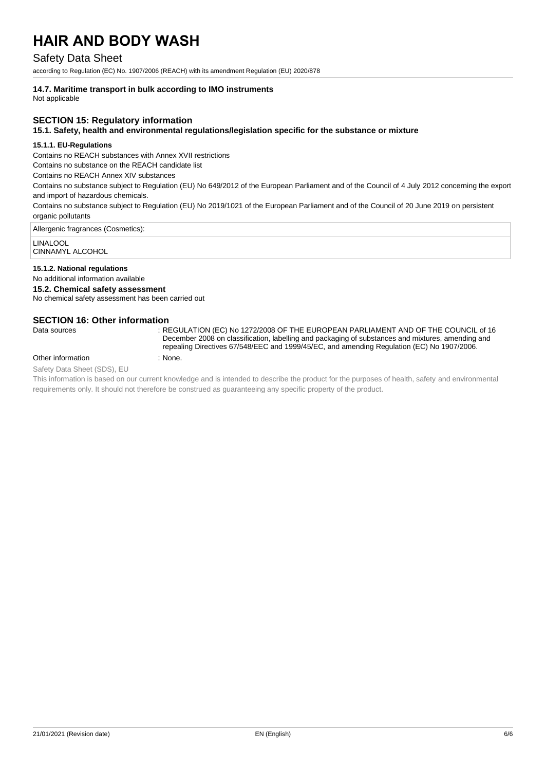#### 14.7. Maritime transport in bulk according to IMO instruments

Not applicable

## SECTION 15: Regulatory information

### 15.1. Safety, health and environmental regulations/legislation specific for the substance or mixture

#### 15.1.1. EU-Regulations

Contains no REACH substances with Annex XVII restrictions

Contains no substance on the REACH candidate list

Contains no REACH Annex XIV substances

Contains no substance subject to Regulation (EU) No 649/2012 of the European Parliament and of the Council of 4 July 2012 concerning the export and import of hazardous chemicals.

Contains no substance subject to Regulation (EU) No 2019/1021 of the European Parliament and of the Council of 20 June 2019 on persistent organic pollutants

| Allergenic fragrances (Cosmetics): |
| --- |
| LINALOOL<br>CINNAMYL ALCOHOL |

#### 15.1.2. National regulations

No additional information available

### 15.2. Chemical safety assessment

No chemical safety assessment has been carried out

## SECTION 16: Other information

Data sources : REGULATION (EC) No 1272/2008 OF THE EUROPEAN PARLIAMENT AND OF THE COUNCIL of 16 December 2008 on classification, labelling and packaging of substances and mixtures, amending and repealing Directives 67/548/EEC and 1999/45/EC, and amending Regulation (EC) No 1907/2006.

Other information : None.

Safety Data Sheet (SDS), EU

This information is based on our current knowledge and is intended to describe the product for the purposes of health, safety and environmental requirements only. It should not therefore be construed as guaranteeing any specific property of the product.